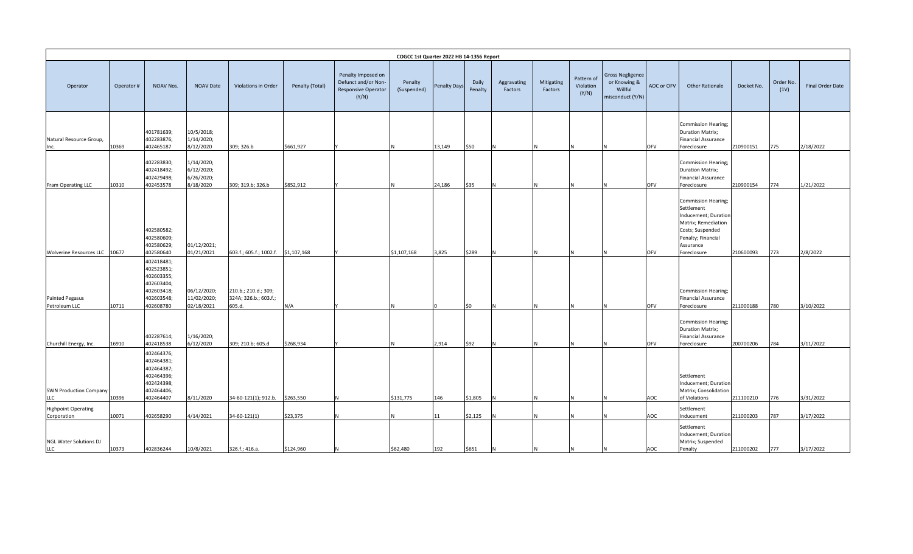| COGCC 1st Quarter 2022 HB 14-1356 Report | | | | | | | | | | | | | | | | | | |
|---|---|---|---|---|---|---|---|---|---|---|---|---|---|---|---|---|---|---|
| Operator | Operator # | NOAV Nos. | NOAV Date | Violations in Order | Penalty (Total) | Penalty Imposed on Defunct and/or Non-Responsive Operator (Y/N) | Penalty (Suspended) | Penalty Days | Daily Penalty | Aggravating Factors | Mitigating Factors | Pattern of Violation (Y/N) | Gross Negligence or Knowing & Willful misconduct (Y/N) | AOC or OFV | Other Rationale | Docket No. | Order No. (1V) | Final Order Date |
| Natural Resource Group, Inc. | 10369 | 401781639; 402283876; 402465187 | 10/5/2018; 1/14/2020; 8/12/2020 | 309; 326.b | $661,927 | Y | N | 13,149 | $50 | N | N | N | N | OFV | Commission Hearing; Duration Matrix; Financial Assurance Foreclosure | 210900151 | 775 | 2/18/2022 |
| Fram Operating LLC | 10310 | 402283830; 402418492; 402429498; 402453578 | 1/14/2020; 6/12/2020; 6/26/2020; 8/18/2020 | 309; 319.b; 326.b | $852,912 | Y | N | 24,186 | $35 | N | N | N | N | OFV | Commission Hearing; Duration Matrix; Financial Assurance Foreclosure | 210900154 | 774 | 1/21/2022 |
| Wolverine Resources LLC | 10677 | 402580582; 402580609; 402580629; 402580640 | 01/12/2021; 01/21/2021 | 603.f.; 605.f.; 1002.f. | $1,107,168 | Y | $1,107,168 | 3,825 | $289 | N | N | N | N | OFV | Commission Hearing; Settlement Inducement; Duration Matrix; Remediation Costs; Suspended Penalty; Financial Assurance Foreclosure | 210600093 | 773 | 2/8/2022 |
| Painted Pegasus Petroleum LLC | 10711 | 402418481; 402523851; 402603355; 402603404; 402603418; 402603548; 402608780 | 06/12/2020; 11/02/2020; 02/18/2021 | 210.b.; 210.d.; 309; 324A; 326.b.; 603.f.; 605.d. | N/A | Y | N | 0 | $0 | N | N | N | N | OFV | Commission Hearing; Financial Assurance Foreclosure | 211000188 | 780 | 3/10/2022 |
| Churchill Energy, Inc. | 16910 | 402287614; 402418538 | 1/16/2020; 6/12/2020 | 309; 210.b; 605.d | $268,934 | Y | N | 2,914 | $92 | N | N | N | N | OFV | Commission Hearing; Duration Matrix; Financial Assurance Foreclosure | 200700206 | 784 | 3/11/2022 |
| SWN Production Company LLC | 10396 | 402464376; 402464381; 402464387; 402464396; 402424398; 402464406; 402464407 | 8/11/2020 | 34-60-121(1); 912.b. | $263,550 | N | $131,775 | 146 | $1,805 | N | N | N | N | AOC | Settlement Inducement; Duration Matrix; Consolidation of Violations | 211100210 | 776 | 3/31/2022 |
| Highpoint Operating Corporation | 10071 | 402658290 | 4/14/2021 | 34-60-121(1) | $23,375 | N | N | 11 | $2,125 | N | N | N | N | AOC | Settlement Inducement | 211000203 | 787 | 3/17/2022 |
| NGL Water Solutions DJ LLC | 10373 | 402836244 | 10/8/2021 | 326.f.; 416.a. | $124,960 | N | $62,480 | 192 | $651 | N | N | N | N | AOC | Settlement Inducement; Duration Matrix; Suspended Penalty | 211000202 | 777 | 3/17/2022 |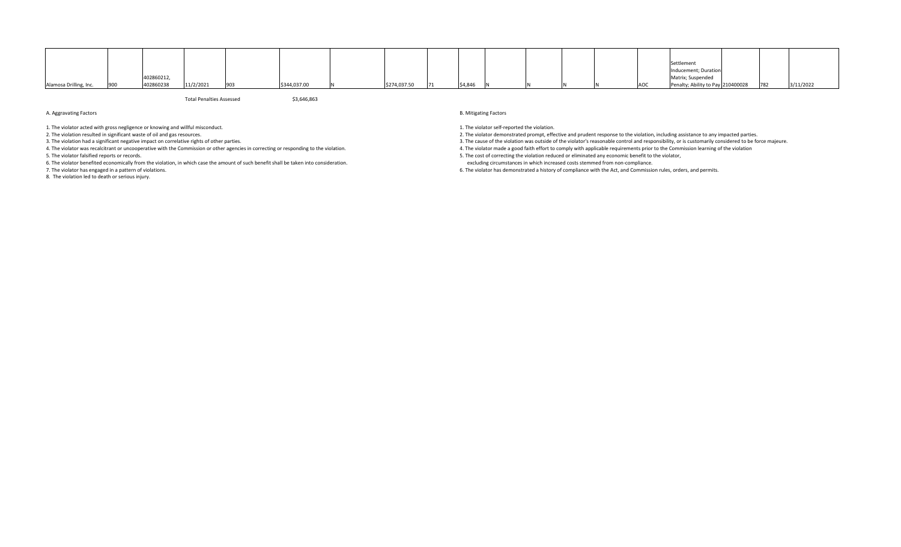| | | | | | | | | | | | | | | | | | | | |
|---|---|---|---|---|---|---|---|---|---|---|---|---|---|---|---|---|---|---|---|
| Alamosa Drilling, Inc. | 900 | 402860212, 402860238 | 11/2/2021 | 903 | $344,037.00 | N | $274,037.50 | 71 | $4,846 | N | N | N | N | AOC | Settlement Inducement; Duration Matrix; Suspended Penalty; Ability to Pay | 210400028 | 782 | 3/11/2022 |

Total Penalties Assessed $3,646,863

A. Aggravating Factors

1. The violator acted with gross negligence or knowing and willful misconduct.
2. The violation resulted in significant waste of oil and gas resources.
3. The violation had a significant negative impact on correlative rights of other parties.
4. The violator was recalcitrant or uncooperative with the Commission or other agencies in correcting or responding to the violation.
5. The violator falsified reports or records.
6. The violator benefited economically from the violation, in which case the amount of such benefit shall be taken into consideration.
7. The violator has engaged in a pattern of violations.
8. The violation led to death or serious injury.

B. Mitigating Factors

1. The violator self-reported the violation.
2. The violator demonstrated prompt, effective and prudent response to the violation, including assistance to any impacted parties.
3. The cause of the violation was outside of the violator's reasonable control and responsibility, or is customarily considered to be force majeure.
4. The violator made a good faith effort to comply with applicable requirements prior to the Commission learning of the violation
5. The cost of correcting the violation reduced or eliminated any economic benefit to the violator, excluding circumstances in which increased costs stemmed from non-compliance.
6. The violator has demonstrated a history of compliance with the Act, and Commission rules, orders, and permits.